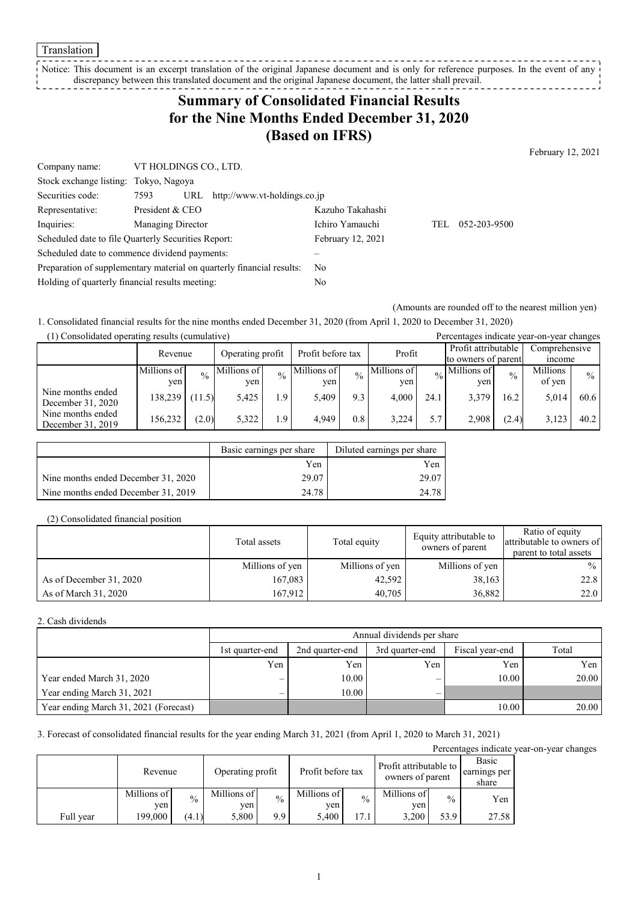Translation

Notice: This document is an excerpt translation of the original Japanese document and is only for reference purposes. In the event of any discrepancy between this translated document and the original Japanese document, the latter shall prevail.

# Summary of Consolidated Financial Results for the Nine Months Ended December 31, 2020 (Based on IFRS)

February 12, 2021

| | | | |
|---|---|---|---|
| Company name: | VT HOLDINGS CO., LTD. | | |
| Stock exchange listing: | Tokyo, Nagoya | | |
| Securities code: | 7593 URL http://www.vt-holdings.co.jp | | |
| Representative: | President & CEO | Kazuho Takahashi | |
| Inquiries: | Managing Director | Ichiro Yamauchi | TEL 052-203-9500 |
| Scheduled date to file Quarterly Securities Report: | | February 12, 2021 | |
| Scheduled date to commence dividend payments: | | – | |
| Preparation of supplementary material on quarterly financial results: | | No | |
| Holding of quarterly financial results meeting: | | No | |

(Amounts are rounded off to the nearest million yen)

1. Consolidated financial results for the nine months ended December 31, 2020 (from April 1, 2020 to December 31, 2020)

(1) Consolidated operating results (cumulative)

Percentages indicate year-on-year changes

| | Revenue | | Operating profit | | Profit before tax | | Profit | | Profit attributable to owners of parent | | Comprehensive income | |
|---|---|---|---|---|---|---|---|---|---|---|---|---|
| | Millions of yen | % | Millions of yen | % | Millions of yen | % | Millions of yen | % | Millions of yen | % | Millions of yen | % |
| Nine months ended December 31, 2020 | 138,239 | (11.5) | 5,425 | 1.9 | 5,409 | 9.3 | 4,000 | 24.1 | 3,379 | 16.2 | 5,014 | 60.6 |
| Nine months ended December 31, 2019 | 156,232 | (2.0) | 5,322 | 1.9 | 4,949 | 0.8 | 3,224 | 5.7 | 2,908 | (2.4) | 3,123 | 40.2 |

| | Basic earnings per share | Diluted earnings per share |
|---|---|---|
| | Yen | Yen |
| Nine months ended December 31, 2020 | 29.07 | 29.07 |
| Nine months ended December 31, 2019 | 24.78 | 24.78 |

(2) Consolidated financial position

| | Total assets | Total equity | Equity attributable to owners of parent | Ratio of equity attributable to owners of parent to total assets |
|---|---|---|---|---|
| | Millions of yen | Millions of yen | Millions of yen | % |
| As of December 31, 2020 | 167,083 | 42,592 | 38,163 | 22.8 |
| As of March 31, 2020 | 167,912 | 40,705 | 36,882 | 22.0 |

2. Cash dividends

| | Annual dividends per share | | | | |
|---|---|---|---|---|---|
| | 1st quarter-end | 2nd quarter-end | 3rd quarter-end | Fiscal year-end | Total |
| | Yen | Yen | Yen | Yen | Yen |
| Year ended March 31, 2020 | – | 10.00 | – | 10.00 | 20.00 |
| Year ending March 31, 2021 | – | 10.00 | – | | |
| Year ending March 31, 2021 (Forecast) | | | | 10.00 | 20.00 |

3. Forecast of consolidated financial results for the year ending March 31, 2021 (from April 1, 2020 to March 31, 2021)

Percentages indicate year-on-year changes

| | Revenue | | Operating profit | | Profit before tax | | Profit attributable to owners of parent | | Basic earnings per share |
|---|---|---|---|---|---|---|---|---|---|
| | Millions of yen | % | Millions of yen | % | Millions of yen | % | Millions of yen | % | Yen |
| Full year | 199,000 | (4.1) | 5,800 | 9.9 | 5,400 | 17.1 | 3,200 | 53.9 | 27.58 |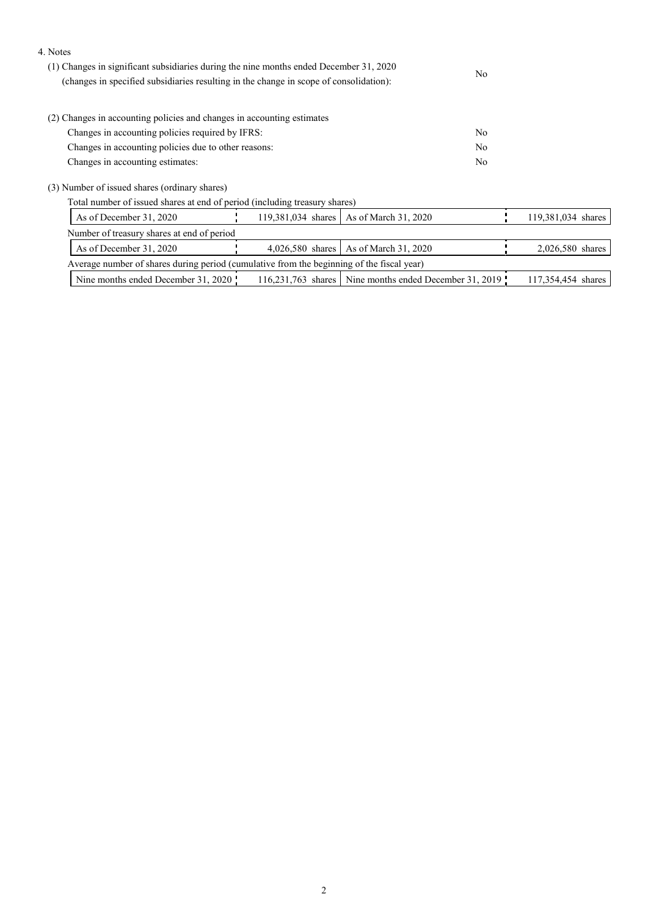4. Notes

(1) Changes in significant subsidiaries during the nine months ended December 31, 2020 (changes in specified subsidiaries resulting in the change in scope of consolidation): No

(2) Changes in accounting policies and changes in accounting estimates

| | |
|---|---|
| Changes in accounting policies required by IFRS: | No |
| Changes in accounting policies due to other reasons: | No |
| Changes in accounting estimates: | No |

(3) Number of issued shares (ordinary shares)

Total number of issued shares at end of period (including treasury shares)

| | | | |
|---|---|---|---|
| As of December 31, 2020 | 119,381,034 shares | As of March 31, 2020 | 119,381,034 shares |

Number of treasury shares at end of period

| | | | |
|---|---|---|---|
| As of December 31, 2020 | 4,026,580 shares | As of March 31, 2020 | 2,026,580 shares |

Average number of shares during period (cumulative from the beginning of the fiscal year)

| | | | |
|---|---|---|---|
| Nine months ended December 31, 2020 | 116,231,763 shares | Nine months ended December 31, 2019 | 117,354,454 shares |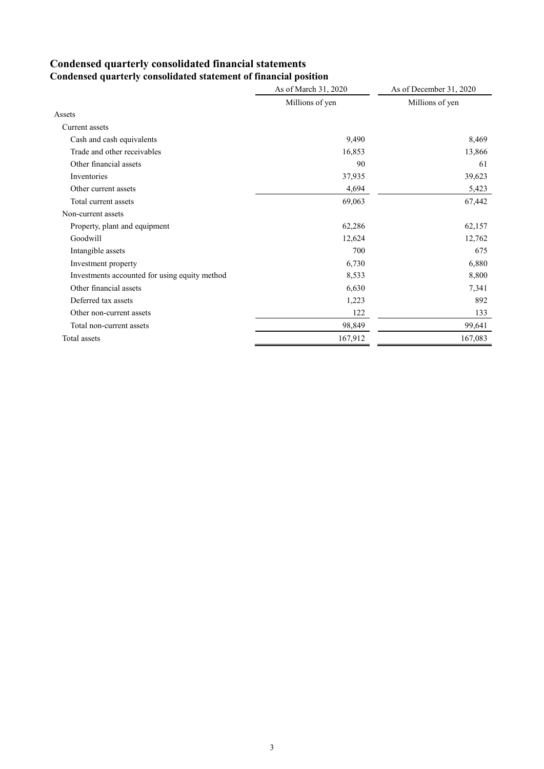# Condensed quarterly consolidated financial statements

## Condensed quarterly consolidated statement of financial position

| | As of March 31, 2020 | As of December 31, 2020 |
|---|---|---|
| | Millions of yen | Millions of yen |
| Assets | | |
| Current assets | | |
| Cash and cash equivalents | 9,490 | 8,469 |
| Trade and other receivables | 16,853 | 13,866 |
| Other financial assets | 90 | 61 |
| Inventories | 37,935 | 39,623 |
| Other current assets | 4,694 | 5,423 |
| Total current assets | 69,063 | 67,442 |
| Non-current assets | | |
| Property, plant and equipment | 62,286 | 62,157 |
| Goodwill | 12,624 | 12,762 |
| Intangible assets | 700 | 675 |
| Investment property | 6,730 | 6,880 |
| Investments accounted for using equity method | 8,533 | 8,800 |
| Other financial assets | 6,630 | 7,341 |
| Deferred tax assets | 1,223 | 892 |
| Other non-current assets | 122 | 133 |
| Total non-current assets | 98,849 | 99,641 |
| Total assets | 167,912 | 167,083 |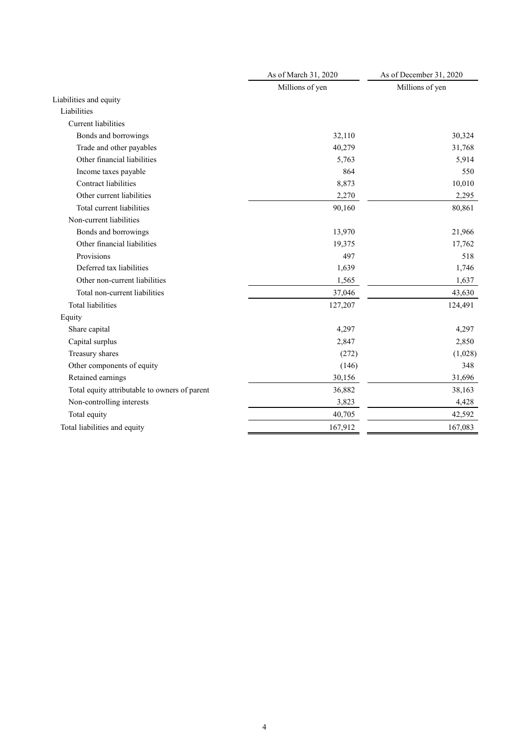| | As of March 31, 2020 | As of December 31, 2020 |
|---|---|---|
| | Millions of yen | Millions of yen |
| Liabilities and equity | | |
| Liabilities | | |
| Current liabilities | | |
| Bonds and borrowings | 32,110 | 30,324 |
| Trade and other payables | 40,279 | 31,768 |
| Other financial liabilities | 5,763 | 5,914 |
| Income taxes payable | 864 | 550 |
| Contract liabilities | 8,873 | 10,010 |
| Other current liabilities | 2,270 | 2,295 |
| Total current liabilities | 90,160 | 80,861 |
| Non-current liabilities | | |
| Bonds and borrowings | 13,970 | 21,966 |
| Other financial liabilities | 19,375 | 17,762 |
| Provisions | 497 | 518 |
| Deferred tax liabilities | 1,639 | 1,746 |
| Other non-current liabilities | 1,565 | 1,637 |
| Total non-current liabilities | 37,046 | 43,630 |
| Total liabilities | 127,207 | 124,491 |
| Equity | | |
| Share capital | 4,297 | 4,297 |
| Capital surplus | 2,847 | 2,850 |
| Treasury shares | (272) | (1,028) |
| Other components of equity | (146) | 348 |
| Retained earnings | 30,156 | 31,696 |
| Total equity attributable to owners of parent | 36,882 | 38,163 |
| Non-controlling interests | 3,823 | 4,428 |
| Total equity | 40,705 | 42,592 |
| Total liabilities and equity | 167,912 | 167,083 |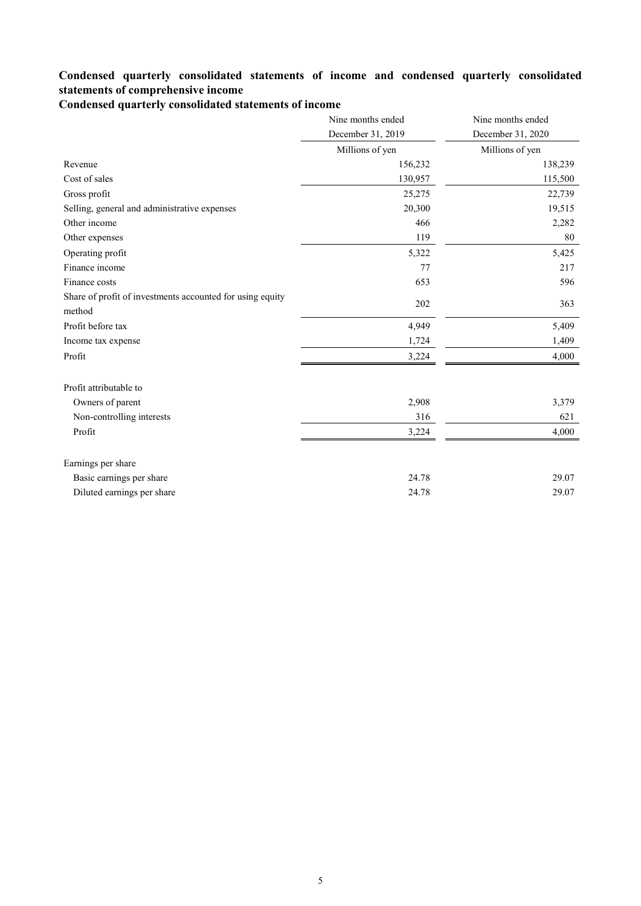## Condensed quarterly consolidated statements of income and condensed quarterly consolidated statements of comprehensive income

### Condensed quarterly consolidated statements of income

| | Nine months ended December 31, 2019 | Nine months ended December 31, 2020 |
|---|---|---|
| | Millions of yen | Millions of yen |
| Revenue | 156,232 | 138,239 |
| Cost of sales | 130,957 | 115,500 |
| Gross profit | 25,275 | 22,739 |
| Selling, general and administrative expenses | 20,300 | 19,515 |
| Other income | 466 | 2,282 |
| Other expenses | 119 | 80 |
| Operating profit | 5,322 | 5,425 |
| Finance income | 77 | 217 |
| Finance costs | 653 | 596 |
| Share of profit of investments accounted for using equity method | 202 | 363 |
| Profit before tax | 4,949 | 5,409 |
| Income tax expense | 1,724 | 1,409 |
| Profit | 3,224 | 4,000 |
| | | |
| Profit attributable to | | |
| Owners of parent | 2,908 | 3,379 |
| Non-controlling interests | 316 | 621 |
| Profit | 3,224 | 4,000 |
| | | |
| Earnings per share | | |
| Basic earnings per share | 24.78 | 29.07 |
| Diluted earnings per share | 24.78 | 29.07 |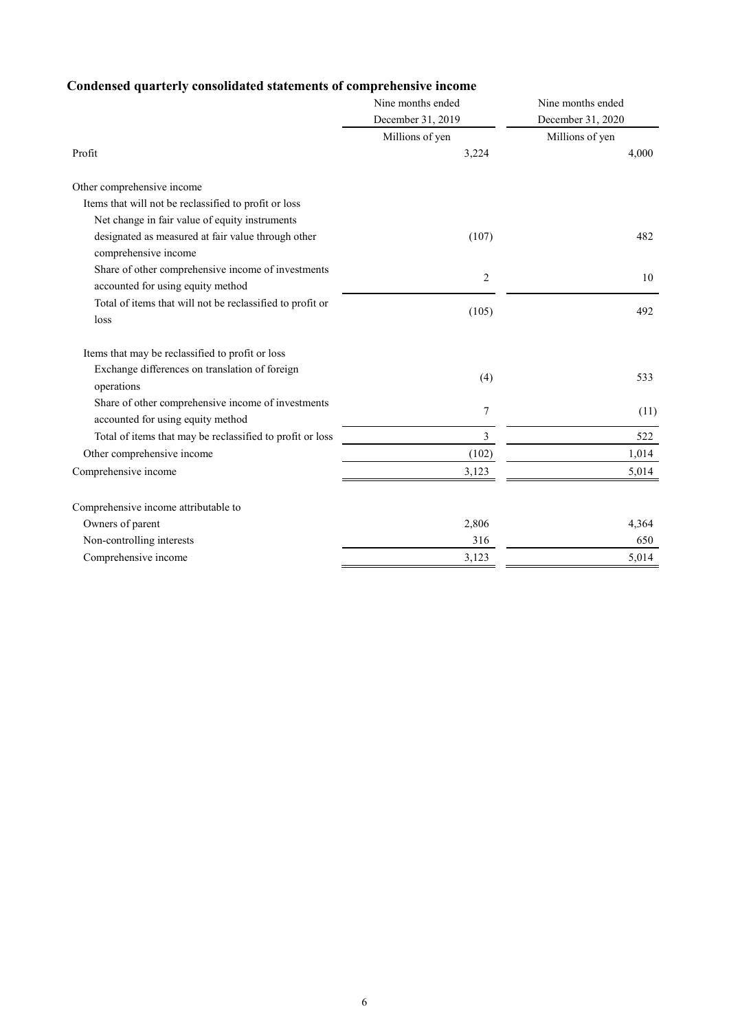## Condensed quarterly consolidated statements of comprehensive income

| | Nine months ended December 31, 2019 | Nine months ended December 31, 2020 |
|---|---|---|
| | Millions of yen | Millions of yen |
| Profit | 3,224 | 4,000 |
| | | |
| Other comprehensive income | | |
| Items that will not be reclassified to profit or loss | | |
| Net change in fair value of equity instruments designated as measured at fair value through other comprehensive income | (107) | 482 |
| Share of other comprehensive income of investments accounted for using equity method | 2 | 10 |
| Total of items that will not be reclassified to profit or loss | (105) | 492 |
| | | |
| Items that may be reclassified to profit or loss | | |
| Exchange differences on translation of foreign operations | (4) | 533 |
| Share of other comprehensive income of investments accounted for using equity method | 7 | (11) |
| Total of items that may be reclassified to profit or loss | 3 | 522 |
| Other comprehensive income | (102) | 1,014 |
| Comprehensive income | 3,123 | 5,014 |
| | | |
| Comprehensive income attributable to | | |
| Owners of parent | 2,806 | 4,364 |
| Non-controlling interests | 316 | 650 |
| Comprehensive income | 3,123 | 5,014 |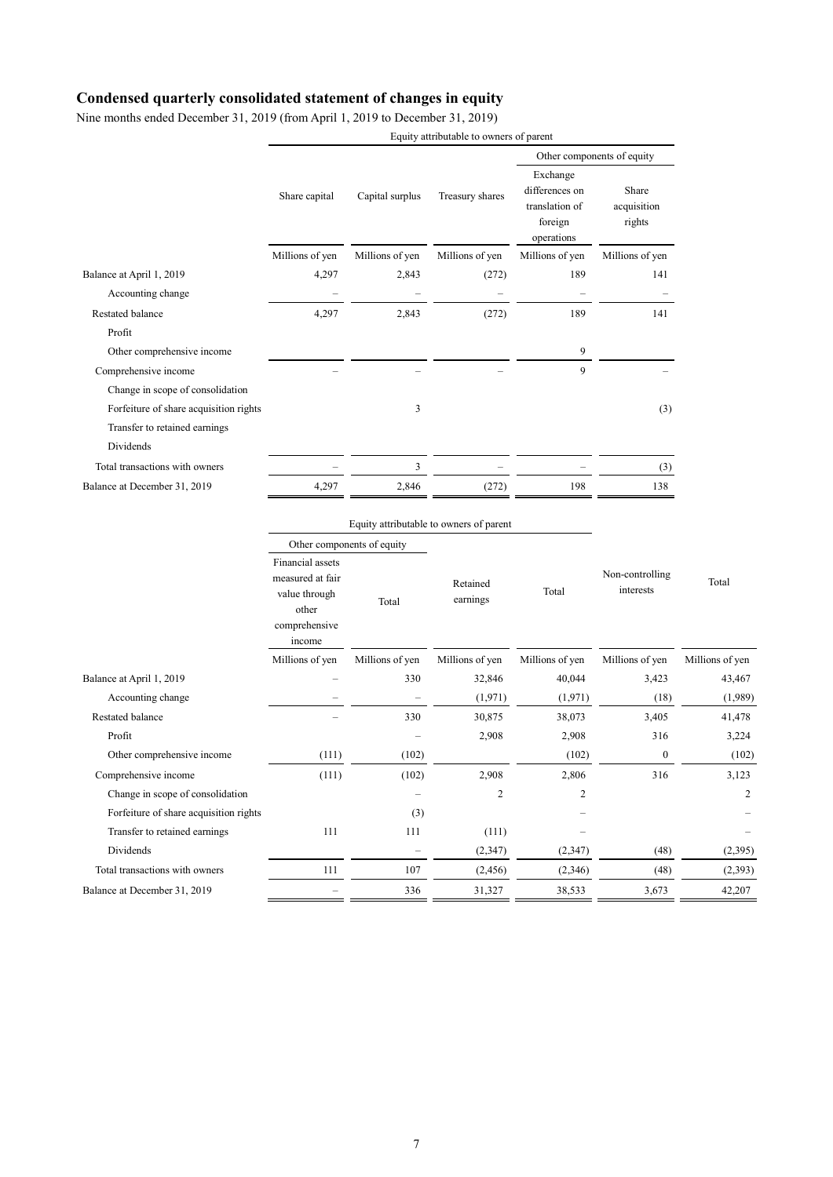## Condensed quarterly consolidated statement of changes in equity

Nine months ended December 31, 2019 (from April 1, 2019 to December 31, 2019)

| | Equity attributable to owners of parent | | | | |
|---|---|---|---|---|---|
| | | | | Other components of equity | |
| | Share capital | Capital surplus | Treasury shares | Exchange differences on translation of foreign operations | Share acquisition rights |
| | Millions of yen | Millions of yen | Millions of yen | Millions of yen | Millions of yen |
| Balance at April 1, 2019 | 4,297 | 2,843 | (272) | 189 | 141 |
| Accounting change | – | – | – | – | – |
| Restated balance | 4,297 | 2,843 | (272) | 189 | 141 |
| Profit | | | | | |
| Other comprehensive income | | | | 9 | |
| Comprehensive income | – | – | – | 9 | – |
| Change in scope of consolidation | | | | | |
| Forfeiture of share acquisition rights | | 3 | | | (3) |
| Transfer to retained earnings | | | | | |
| Dividends | | | | | |
| Total transactions with owners | – | 3 | – | – | (3) |
| Balance at December 31, 2019 | 4,297 | 2,846 | (272) | 198 | 138 |

| | Equity attributable to owners of parent | | | | | |
|---|---|---|---|---|---|---|
| | Other components of equity | | | | | |
| | Financial assets measured at fair value through other comprehensive income | Total | Retained earnings | Total | Non-controlling interests | Total |
| | Millions of yen | Millions of yen | Millions of yen | Millions of yen | Millions of yen | Millions of yen |
| Balance at April 1, 2019 | – | 330 | 32,846 | 40,044 | 3,423 | 43,467 |
| Accounting change | – | – | (1,971) | (1,971) | (18) | (1,989) |
| Restated balance | – | 330 | 30,875 | 38,073 | 3,405 | 41,478 |
| Profit | | – | 2,908 | 2,908 | 316 | 3,224 |
| Other comprehensive income | (111) | (102) | | (102) | 0 | (102) |
| Comprehensive income | (111) | (102) | 2,908 | 2,806 | 316 | 3,123 |
| Change in scope of consolidation | | – | 2 | 2 | | 2 |
| Forfeiture of share acquisition rights | | (3) | | – | | – |
| Transfer to retained earnings | 111 | 111 | (111) | – | | – |
| Dividends | | – | (2,347) | (2,347) | (48) | (2,395) |
| Total transactions with owners | 111 | 107 | (2,456) | (2,346) | (48) | (2,393) |
| Balance at December 31, 2019 | – | 336 | 31,327 | 38,533 | 3,673 | 42,207 |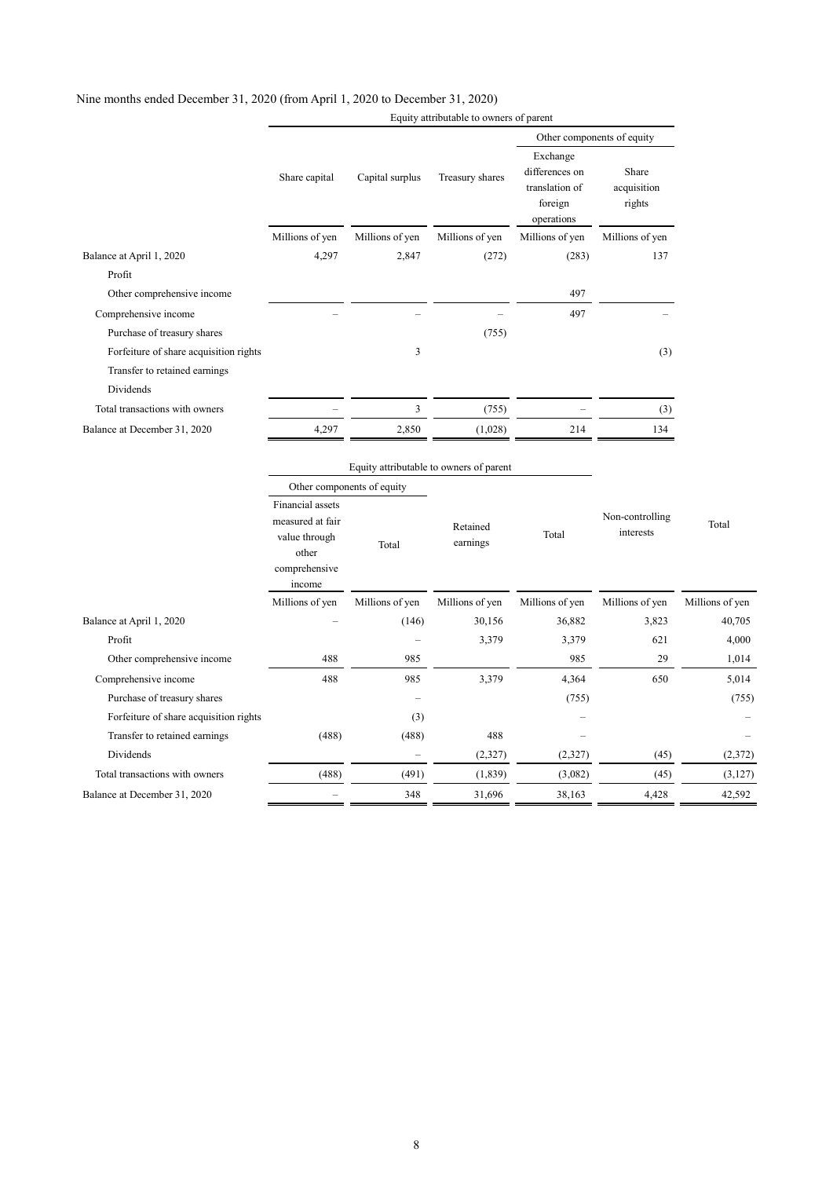Nine months ended December 31, 2020 (from April 1, 2020 to December 31, 2020)

| | Equity attributable to owners of parent | | | | |
|---|---|---|---|---|---|
| | | | | Other components of equity | |
| | Share capital | Capital surplus | Treasury shares | Exchange differences on translation of foreign operations | Share acquisition rights |
| | Millions of yen | Millions of yen | Millions of yen | Millions of yen | Millions of yen |
| Balance at April 1, 2020 | 4,297 | 2,847 | (272) | (283) | 137 |
| Profit | | | | | |
| Other comprehensive income | | | | 497 | |
| Comprehensive income | – | – | – | 497 | – |
| Purchase of treasury shares | | | (755) | | |
| Forfeiture of share acquisition rights | | 3 | | | (3) |
| Transfer to retained earnings | | | | | |
| Dividends | | | | | |
| Total transactions with owners | – | 3 | (755) | – | (3) |
| Balance at December 31, 2020 | 4,297 | 2,850 | (1,028) | 214 | 134 |

| | Equity attributable to owners of parent | | | | | |
|---|---|---|---|---|---|---|
| | Other components of equity | | | | | |
| | Financial assets measured at fair value through other comprehensive income | Total | Retained earnings | Total | Non-controlling interests | Total |
| | Millions of yen | Millions of yen | Millions of yen | Millions of yen | Millions of yen | Millions of yen |
| Balance at April 1, 2020 | – | (146) | 30,156 | 36,882 | 3,823 | 40,705 |
| Profit | | – | 3,379 | 3,379 | 621 | 4,000 |
| Other comprehensive income | 488 | 985 | | 985 | 29 | 1,014 |
| Comprehensive income | 488 | 985 | 3,379 | 4,364 | 650 | 5,014 |
| Purchase of treasury shares | | – | | (755) | | (755) |
| Forfeiture of share acquisition rights | | (3) | | – | | – |
| Transfer to retained earnings | (488) | (488) | 488 | – | | – |
| Dividends | | – | (2,327) | (2,327) | (45) | (2,372) |
| Total transactions with owners | (488) | (491) | (1,839) | (3,082) | (45) | (3,127) |
| Balance at December 31, 2020 | – | 348 | 31,696 | 38,163 | 4,428 | 42,592 |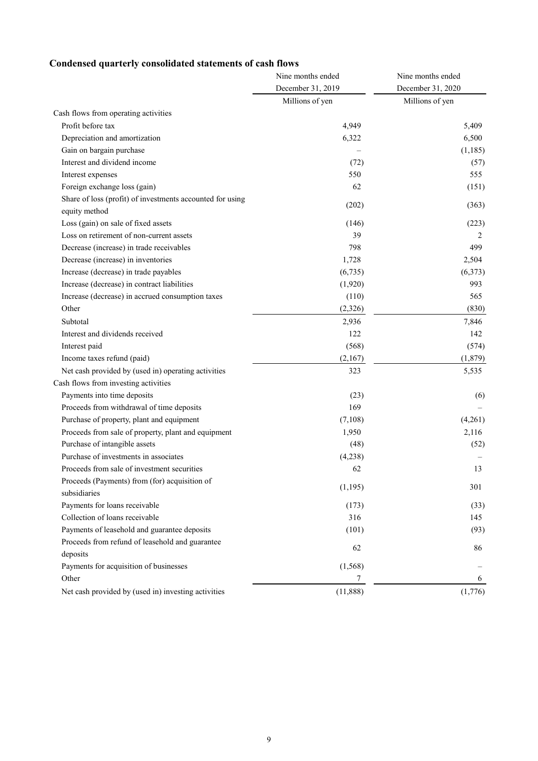## Condensed quarterly consolidated statements of cash flows

| | Nine months ended December 31, 2019 | Nine months ended December 31, 2020 |
|---|---|---|
| | Millions of yen | Millions of yen |
| Cash flows from operating activities | | |
| Profit before tax | 4,949 | 5,409 |
| Depreciation and amortization | 6,322 | 6,500 |
| Gain on bargain purchase | – | (1,185) |
| Interest and dividend income | (72) | (57) |
| Interest expenses | 550 | 555 |
| Foreign exchange loss (gain) | 62 | (151) |
| Share of loss (profit) of investments accounted for using equity method | (202) | (363) |
| Loss (gain) on sale of fixed assets | (146) | (223) |
| Loss on retirement of non-current assets | 39 | 2 |
| Decrease (increase) in trade receivables | 798 | 499 |
| Decrease (increase) in inventories | 1,728 | 2,504 |
| Increase (decrease) in trade payables | (6,735) | (6,373) |
| Increase (decrease) in contract liabilities | (1,920) | 993 |
| Increase (decrease) in accrued consumption taxes | (110) | 565 |
| Other | (2,326) | (830) |
| Subtotal | 2,936 | 7,846 |
| Interest and dividends received | 122 | 142 |
| Interest paid | (568) | (574) |
| Income taxes refund (paid) | (2,167) | (1,879) |
| Net cash provided by (used in) operating activities | 323 | 5,535 |
| Cash flows from investing activities | | |
| Payments into time deposits | (23) | (6) |
| Proceeds from withdrawal of time deposits | 169 | – |
| Purchase of property, plant and equipment | (7,108) | (4,261) |
| Proceeds from sale of property, plant and equipment | 1,950 | 2,116 |
| Purchase of intangible assets | (48) | (52) |
| Purchase of investments in associates | (4,238) | – |
| Proceeds from sale of investment securities | 62 | 13 |
| Proceeds (Payments) from (for) acquisition of subsidiaries | (1,195) | 301 |
| Payments for loans receivable | (173) | (33) |
| Collection of loans receivable | 316 | 145 |
| Payments of leasehold and guarantee deposits | (101) | (93) |
| Proceeds from refund of leasehold and guarantee deposits | 62 | 86 |
| Payments for acquisition of businesses | (1,568) | – |
| Other | 7 | 6 |
| Net cash provided by (used in) investing activities | (11,888) | (1,776) |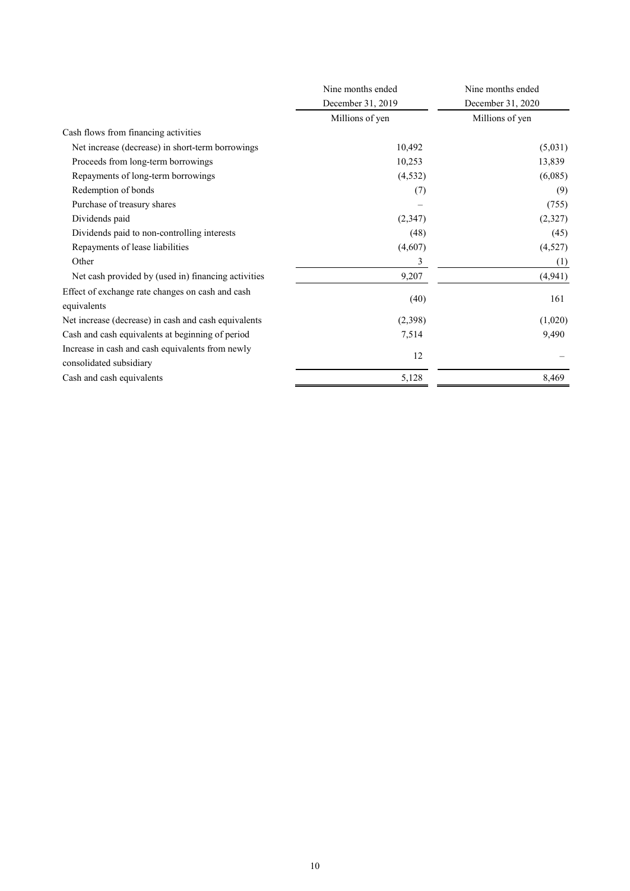| | Nine months ended December 31, 2019 | Nine months ended December 31, 2020 |
|---|---|---|
| | Millions of yen | Millions of yen |
| Cash flows from financing activities | | |
| Net increase (decrease) in short-term borrowings | 10,492 | (5,031) |
| Proceeds from long-term borrowings | 10,253 | 13,839 |
| Repayments of long-term borrowings | (4,532) | (6,085) |
| Redemption of bonds | (7) | (9) |
| Purchase of treasury shares | – | (755) |
| Dividends paid | (2,347) | (2,327) |
| Dividends paid to non-controlling interests | (48) | (45) |
| Repayments of lease liabilities | (4,607) | (4,527) |
| Other | 3 | (1) |
| Net cash provided by (used in) financing activities | 9,207 | (4,941) |
| Effect of exchange rate changes on cash and cash equivalents | (40) | 161 |
| Net increase (decrease) in cash and cash equivalents | (2,398) | (1,020) |
| Cash and cash equivalents at beginning of period | 7,514 | 9,490 |
| Increase in cash and cash equivalents from newly consolidated subsidiary | 12 | – |
| Cash and cash equivalents | 5,128 | 8,469 |